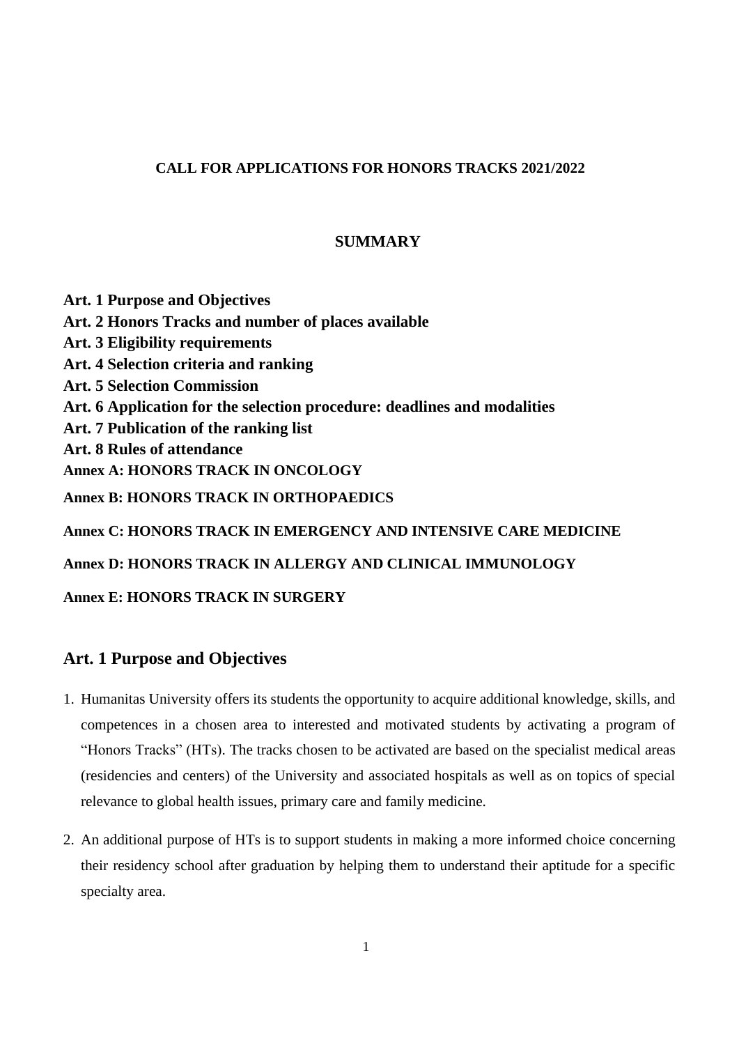**CALL FOR APPLICATIONS FOR HONORS TRACKS 2021/2022**

**SUMMARY**

**Art. 1 Purpose and Objectives**
**Art. 2 Honors Tracks and number of places available**
**Art. 3 Eligibility requirements**
**Art. 4 Selection criteria and ranking**
**Art. 5 Selection Commission**
**Art. 6 Application for the selection procedure: deadlines and modalities**
**Art. 7 Publication of the ranking list**
**Art. 8 Rules of attendance**
**Annex A: HONORS TRACK IN ONCOLOGY**

**Annex B: HONORS TRACK IN ORTHOPAEDICS**

**Annex C: HONORS TRACK IN EMERGENCY AND INTENSIVE CARE MEDICINE**

**Annex D: HONORS TRACK IN ALLERGY AND CLINICAL IMMUNOLOGY**

**Annex E: HONORS TRACK IN SURGERY**

## Art. 1 Purpose and Objectives

1. Humanitas University offers its students the opportunity to acquire additional knowledge, skills, and competences in a chosen area to interested and motivated students by activating a program of "Honors Tracks" (HTs). The tracks chosen to be activated are based on the specialist medical areas (residencies and centers) of the University and associated hospitals as well as on topics of special relevance to global health issues, primary care and family medicine.

2. An additional purpose of HTs is to support students in making a more informed choice concerning their residency school after graduation by helping them to understand their aptitude for a specific specialty area.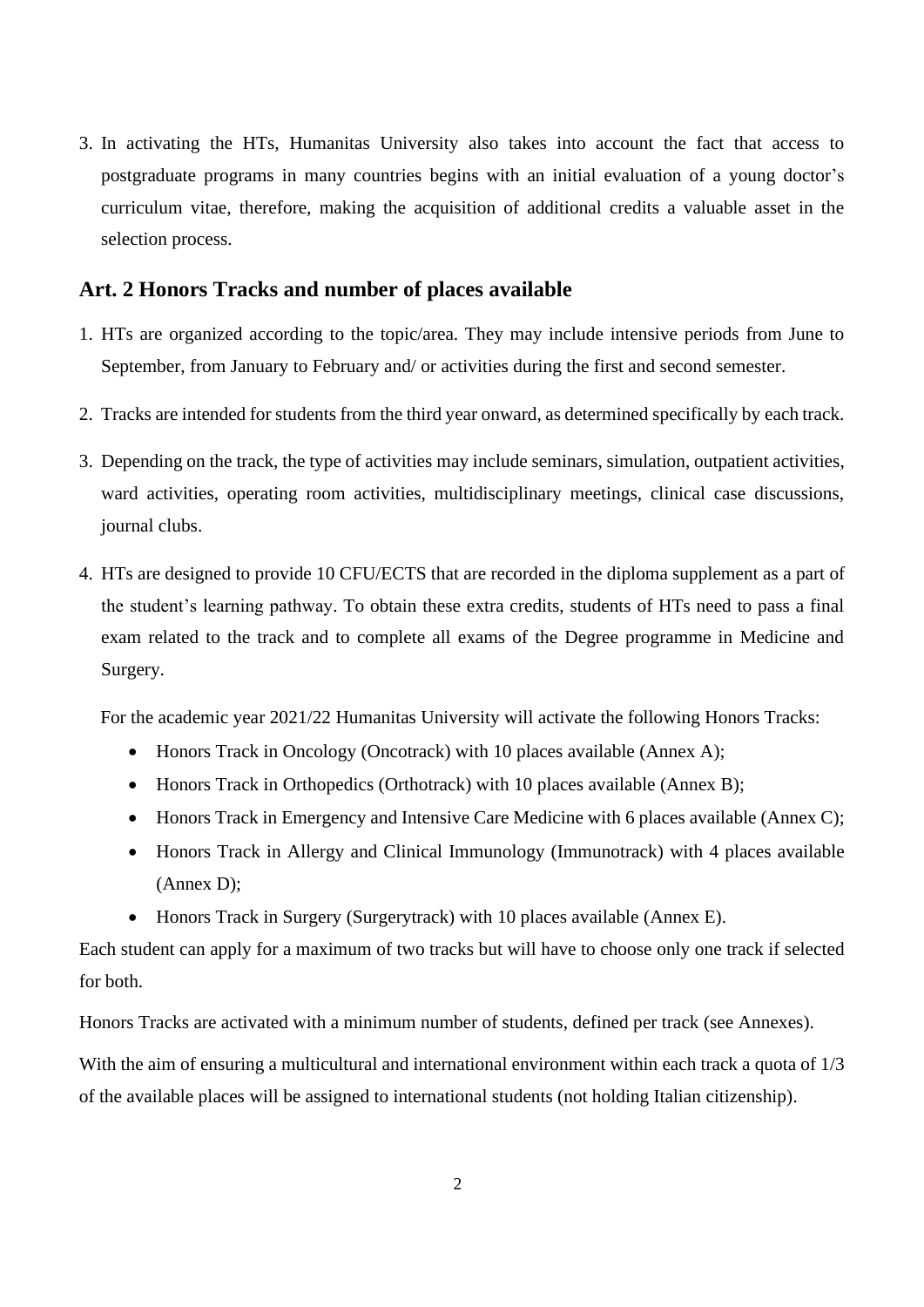3. In activating the HTs, Humanitas University also takes into account the fact that access to postgraduate programs in many countries begins with an initial evaluation of a young doctor's curriculum vitae, therefore, making the acquisition of additional credits a valuable asset in the selection process.

## Art. 2 Honors Tracks and number of places available

1. HTs are organized according to the topic/area. They may include intensive periods from June to September, from January to February and/ or activities during the first and second semester.

2. Tracks are intended for students from the third year onward, as determined specifically by each track.

3. Depending on the track, the type of activities may include seminars, simulation, outpatient activities, ward activities, operating room activities, multidisciplinary meetings, clinical case discussions, journal clubs.

4. HTs are designed to provide 10 CFU/ECTS that are recorded in the diploma supplement as a part of the student's learning pathway. To obtain these extra credits, students of HTs need to pass a final exam related to the track and to complete all exams of the Degree programme in Medicine and Surgery.

   For the academic year 2021/22 Humanitas University will activate the following Honors Tracks:

   - Honors Track in Oncology (Oncotrack) with 10 places available (Annex A);
   - Honors Track in Orthopedics (Orthotrack) with 10 places available (Annex B);
   - Honors Track in Emergency and Intensive Care Medicine with 6 places available (Annex C);
   - Honors Track in Allergy and Clinical Immunology (Immunotrack) with 4 places available (Annex D);
   - Honors Track in Surgery (Surgerytrack) with 10 places available (Annex E).

Each student can apply for a maximum of two tracks but will have to choose only one track if selected for both.

Honors Tracks are activated with a minimum number of students, defined per track (see Annexes).

With the aim of ensuring a multicultural and international environment within each track a quota of 1/3 of the available places will be assigned to international students (not holding Italian citizenship).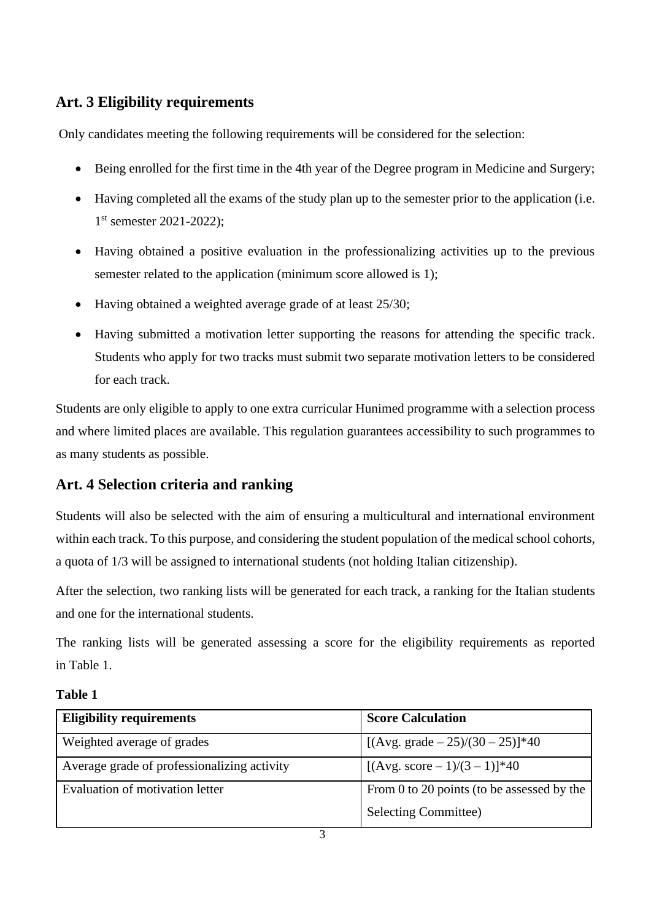## Art. 3 Eligibility requirements

Only candidates meeting the following requirements will be considered for the selection:

- Being enrolled for the first time in the 4th year of the Degree program in Medicine and Surgery;
- Having completed all the exams of the study plan up to the semester prior to the application (i.e. 1st semester 2021-2022);
- Having obtained a positive evaluation in the professionalizing activities up to the previous semester related to the application (minimum score allowed is 1);
- Having obtained a weighted average grade of at least 25/30;
- Having submitted a motivation letter supporting the reasons for attending the specific track. Students who apply for two tracks must submit two separate motivation letters to be considered for each track.

Students are only eligible to apply to one extra curricular Hunimed programme with a selection process and where limited places are available. This regulation guarantees accessibility to such programmes to as many students as possible.

## Art. 4 Selection criteria and ranking

Students will also be selected with the aim of ensuring a multicultural and international environment within each track. To this purpose, and considering the student population of the medical school cohorts, a quota of 1/3 will be assigned to international students (not holding Italian citizenship).

After the selection, two ranking lists will be generated for each track, a ranking for the Italian students and one for the international students.

The ranking lists will be generated assessing a score for the eligibility requirements as reported in Table 1.

**Table 1**

| Eligibility requirements | Score Calculation |
|---|---|
| Weighted average of grades | $[(\text{Avg. grade} - 25)/(30 - 25)]*40$ |
| Average grade of professionalizing activity | $[(\text{Avg. score} - 1)/(3 - 1)]*40$ |
| Evaluation of motivation letter | From 0 to 20 points (to be assessed by the Selecting Committee) |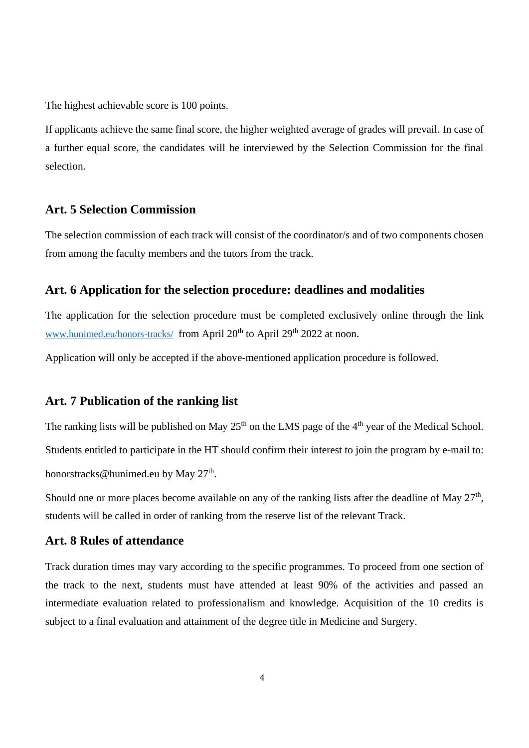The highest achievable score is 100 points.

If applicants achieve the same final score, the higher weighted average of grades will prevail. In case of a further equal score, the candidates will be interviewed by the Selection Commission for the final selection.

## Art. 5 Selection Commission

The selection commission of each track will consist of the coordinator/s and of two components chosen from among the faculty members and the tutors from the track.

## Art. 6 Application for the selection procedure: deadlines and modalities

The application for the selection procedure must be completed exclusively online through the link www.hunimed.eu/honors-tracks/ from April 20th to April 29th 2022 at noon.

Application will only be accepted if the above-mentioned application procedure is followed.

## Art. 7 Publication of the ranking list

The ranking lists will be published on May 25th on the LMS page of the 4th year of the Medical School.

Students entitled to participate in the HT should confirm their interest to join the program by e-mail to: honorstracks@hunimed.eu by May 27th.

Should one or more places become available on any of the ranking lists after the deadline of May 27th, students will be called in order of ranking from the reserve list of the relevant Track.

## Art. 8 Rules of attendance

Track duration times may vary according to the specific programmes. To proceed from one section of the track to the next, students must have attended at least 90% of the activities and passed an intermediate evaluation related to professionalism and knowledge. Acquisition of the 10 credits is subject to a final evaluation and attainment of the degree title in Medicine and Surgery.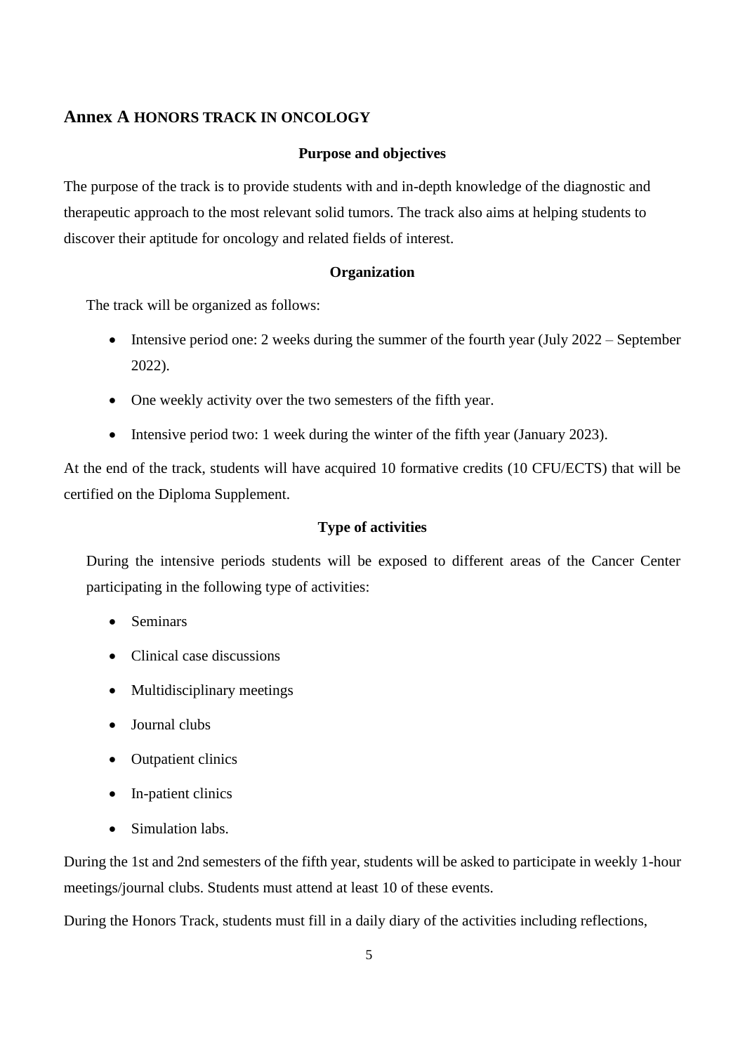## Annex A HONORS TRACK IN ONCOLOGY

### Purpose and objectives

The purpose of the track is to provide students with and in-depth knowledge of the diagnostic and therapeutic approach to the most relevant solid tumors. The track also aims at helping students to discover their aptitude for oncology and related fields of interest.

### Organization

The track will be organized as follows:

- Intensive period one: 2 weeks during the summer of the fourth year (July 2022 – September 2022).
- One weekly activity over the two semesters of the fifth year.
- Intensive period two: 1 week during the winter of the fifth year (January 2023).

At the end of the track, students will have acquired 10 formative credits (10 CFU/ECTS) that will be certified on the Diploma Supplement.

### Type of activities

During the intensive periods students will be exposed to different areas of the Cancer Center participating in the following type of activities:

- Seminars
- Clinical case discussions
- Multidisciplinary meetings
- Journal clubs
- Outpatient clinics
- In-patient clinics
- Simulation labs.

During the 1st and 2nd semesters of the fifth year, students will be asked to participate in weekly 1-hour meetings/journal clubs. Students must attend at least 10 of these events.

During the Honors Track, students must fill in a daily diary of the activities including reflections,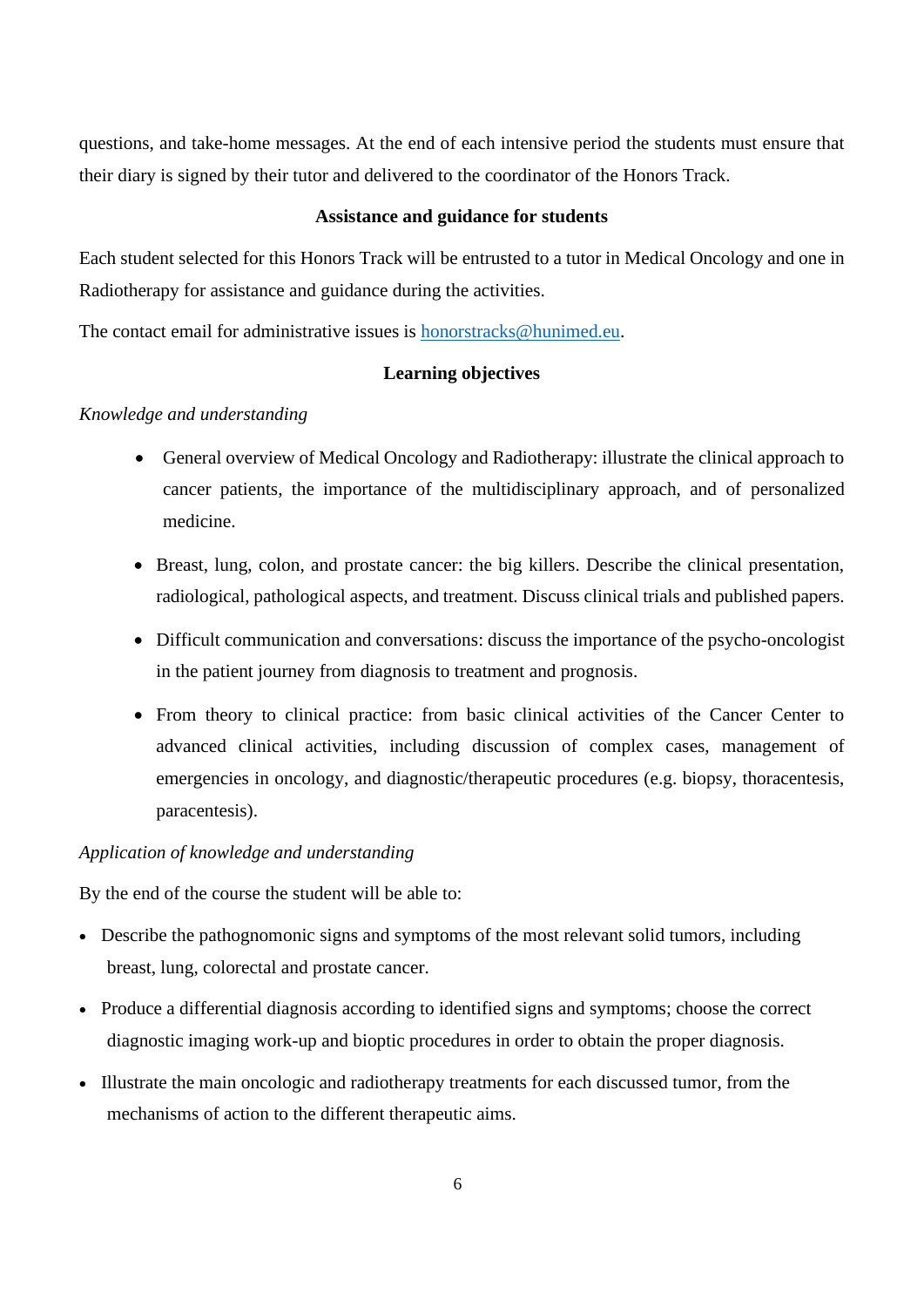questions, and take-home messages. At the end of each intensive period the students must ensure that their diary is signed by their tutor and delivered to the coordinator of the Honors Track.

**Assistance and guidance for students**

Each student selected for this Honors Track will be entrusted to a tutor in Medical Oncology and one in Radiotherapy for assistance and guidance during the activities.

The contact email for administrative issues is [honorstracks@hunimed.eu](mailto:honorstracks@hunimed.eu).

**Learning objectives**

*Knowledge and understanding*

- General overview of Medical Oncology and Radiotherapy: illustrate the clinical approach to cancer patients, the importance of the multidisciplinary approach, and of personalized medicine.
- Breast, lung, colon, and prostate cancer: the big killers. Describe the clinical presentation, radiological, pathological aspects, and treatment. Discuss clinical trials and published papers.
- Difficult communication and conversations: discuss the importance of the psycho-oncologist in the patient journey from diagnosis to treatment and prognosis.
- From theory to clinical practice: from basic clinical activities of the Cancer Center to advanced clinical activities, including discussion of complex cases, management of emergencies in oncology, and diagnostic/therapeutic procedures (e.g. biopsy, thoracentesis, paracentesis).

*Application of knowledge and understanding*

By the end of the course the student will be able to:

- Describe the pathognomonic signs and symptoms of the most relevant solid tumors, including breast, lung, colorectal and prostate cancer.
- Produce a differential diagnosis according to identified signs and symptoms; choose the correct diagnostic imaging work-up and bioptic procedures in order to obtain the proper diagnosis.
- Illustrate the main oncologic and radiotherapy treatments for each discussed tumor, from the mechanisms of action to the different therapeutic aims.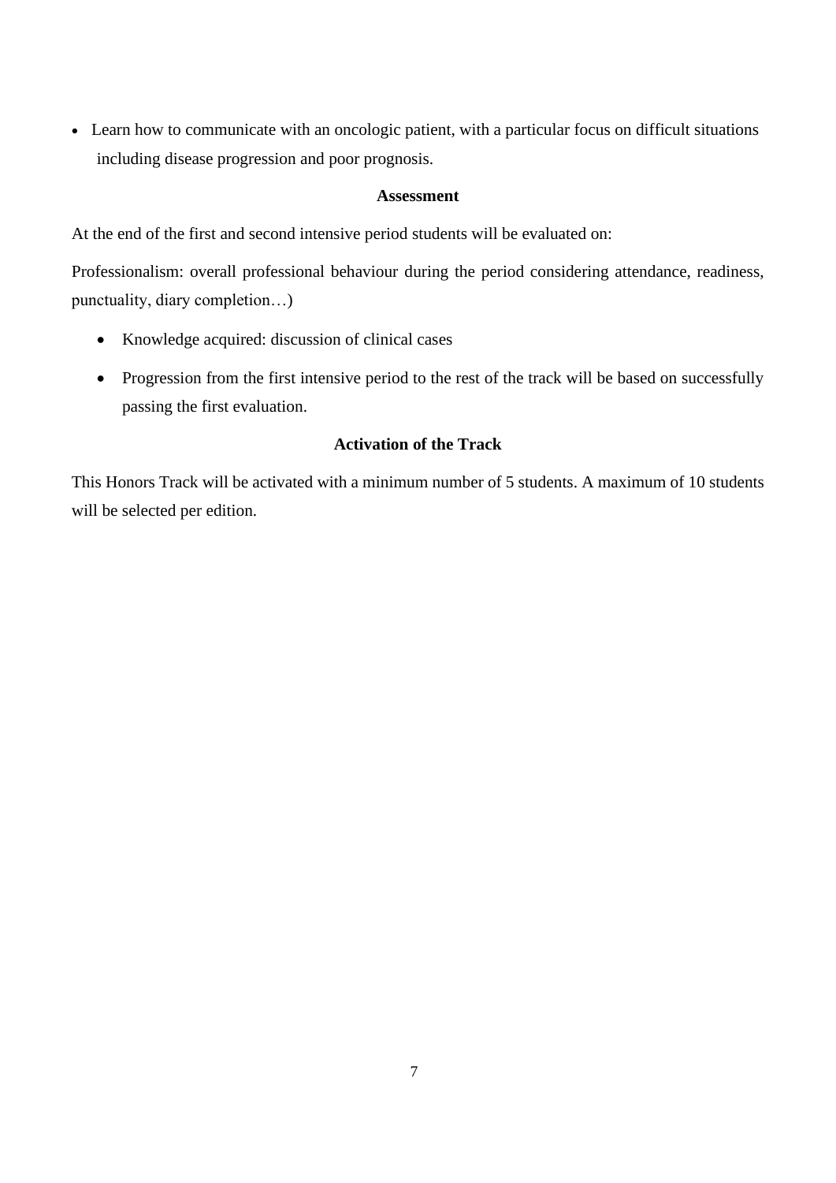- Learn how to communicate with an oncologic patient, with a particular focus on difficult situations including disease progression and poor prognosis.

**Assessment**

At the end of the first and second intensive period students will be evaluated on:

Professionalism: overall professional behaviour during the period considering attendance, readiness, punctuality, diary completion…)

- Knowledge acquired: discussion of clinical cases
- Progression from the first intensive period to the rest of the track will be based on successfully passing the first evaluation.

**Activation of the Track**

This Honors Track will be activated with a minimum number of 5 students. A maximum of 10 students will be selected per edition.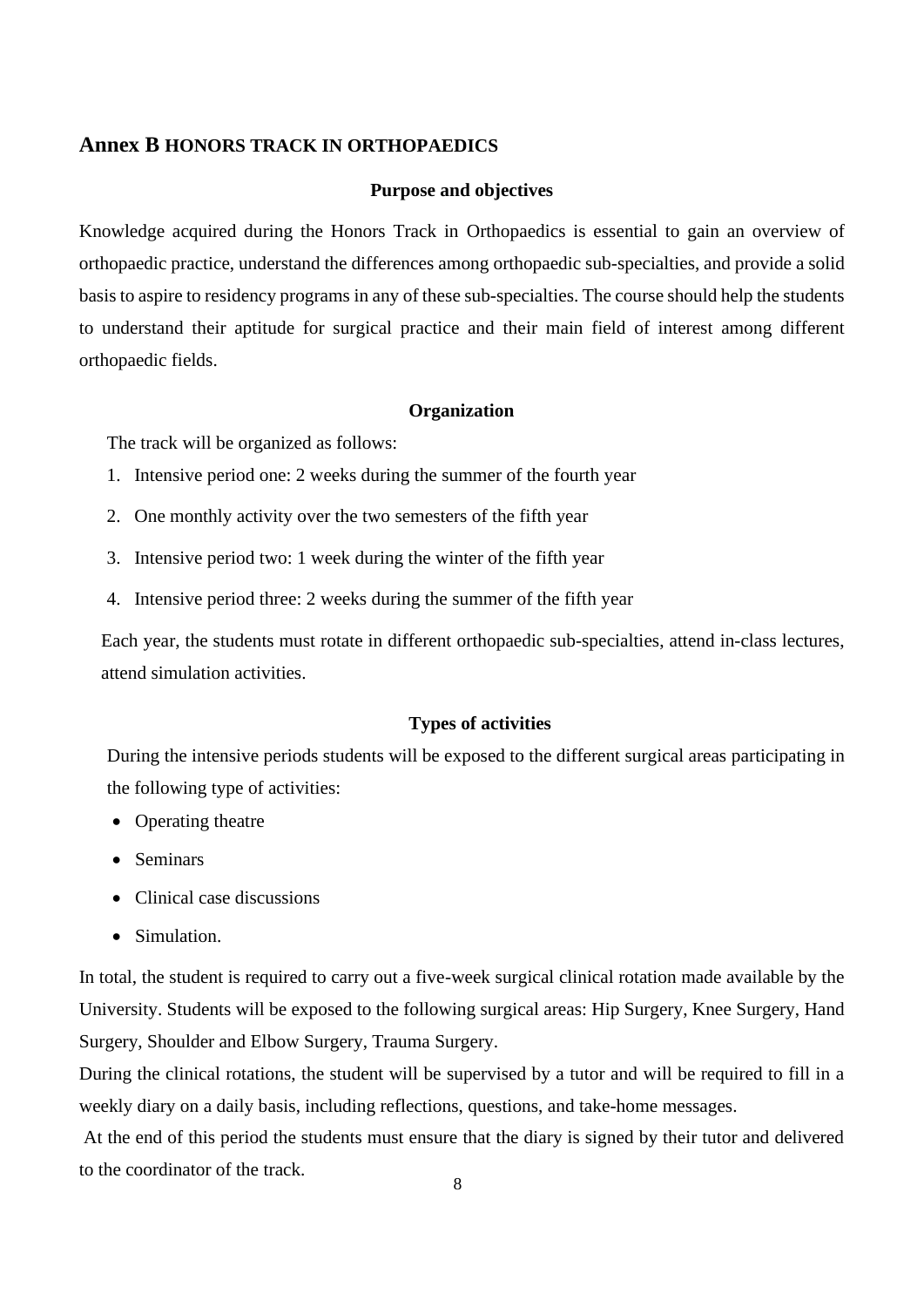## Annex B HONORS TRACK IN ORTHOPAEDICS

### Purpose and objectives

Knowledge acquired during the Honors Track in Orthopaedics is essential to gain an overview of orthopaedic practice, understand the differences among orthopaedic sub-specialties, and provide a solid basis to aspire to residency programs in any of these sub-specialties. The course should help the students to understand their aptitude for surgical practice and their main field of interest among different orthopaedic fields.

### Organization

The track will be organized as follows:

1. Intensive period one: 2 weeks during the summer of the fourth year
2. One monthly activity over the two semesters of the fifth year
3. Intensive period two: 1 week during the winter of the fifth year
4. Intensive period three: 2 weeks during the summer of the fifth year

Each year, the students must rotate in different orthopaedic sub-specialties, attend in-class lectures, attend simulation activities.

### Types of activities

During the intensive periods students will be exposed to the different surgical areas participating in the following type of activities:

- Operating theatre
- Seminars
- Clinical case discussions
- Simulation.

In total, the student is required to carry out a five-week surgical clinical rotation made available by the University. Students will be exposed to the following surgical areas: Hip Surgery, Knee Surgery, Hand Surgery, Shoulder and Elbow Surgery, Trauma Surgery.

During the clinical rotations, the student will be supervised by a tutor and will be required to fill in a weekly diary on a daily basis, including reflections, questions, and take-home messages.

At the end of this period the students must ensure that the diary is signed by their tutor and delivered to the coordinator of the track.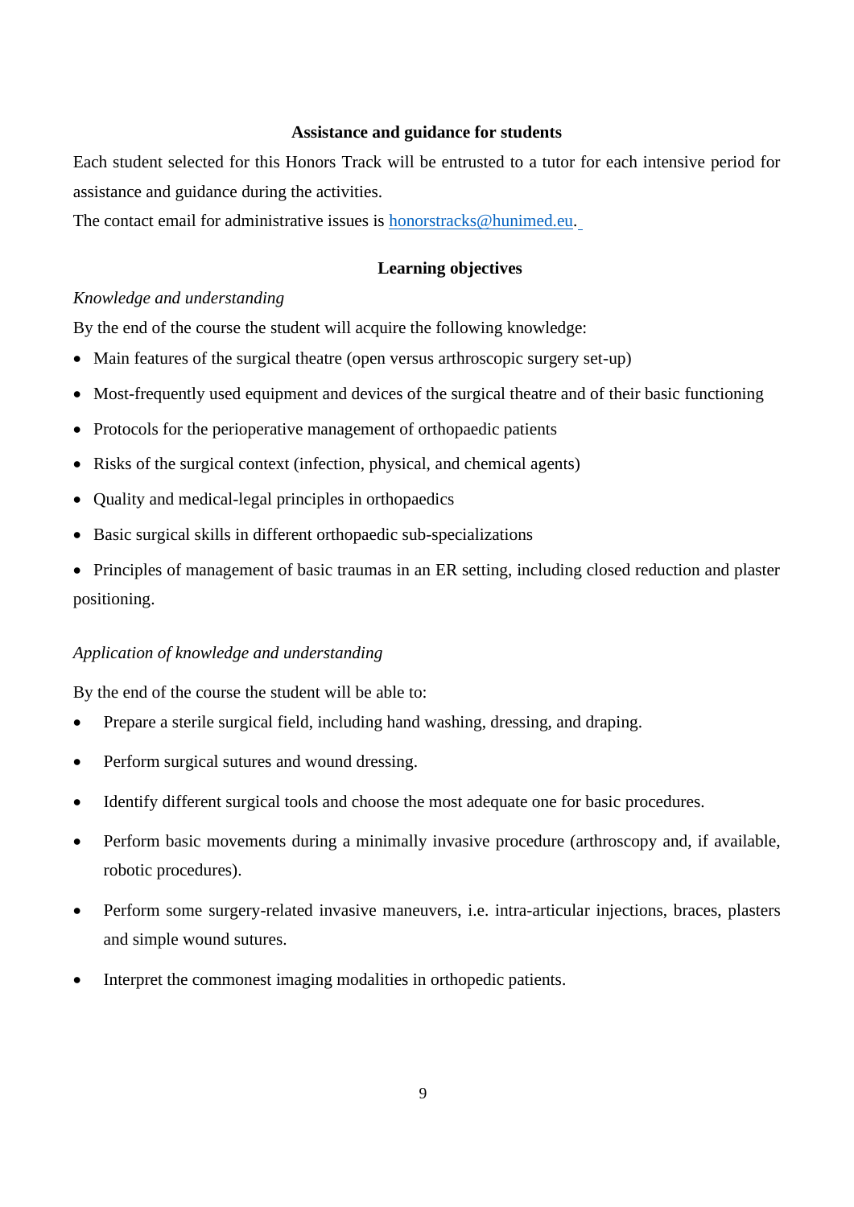## Assistance and guidance for students

Each student selected for this Honors Track will be entrusted to a tutor for each intensive period for assistance and guidance during the activities.

The contact email for administrative issues is honorstracks@hunimed.eu.

## Learning objectives

*Knowledge and understanding*

By the end of the course the student will acquire the following knowledge:

- Main features of the surgical theatre (open versus arthroscopic surgery set-up)
- Most-frequently used equipment and devices of the surgical theatre and of their basic functioning
- Protocols for the perioperative management of orthopaedic patients
- Risks of the surgical context (infection, physical, and chemical agents)
- Quality and medical-legal principles in orthopaedics
- Basic surgical skills in different orthopaedic sub-specializations
- Principles of management of basic traumas in an ER setting, including closed reduction and plaster positioning.

*Application of knowledge and understanding*

By the end of the course the student will be able to:

- Prepare a sterile surgical field, including hand washing, dressing, and draping.
- Perform surgical sutures and wound dressing.
- Identify different surgical tools and choose the most adequate one for basic procedures.
- Perform basic movements during a minimally invasive procedure (arthroscopy and, if available, robotic procedures).
- Perform some surgery-related invasive maneuvers, i.e. intra-articular injections, braces, plasters and simple wound sutures.
- Interpret the commonest imaging modalities in orthopedic patients.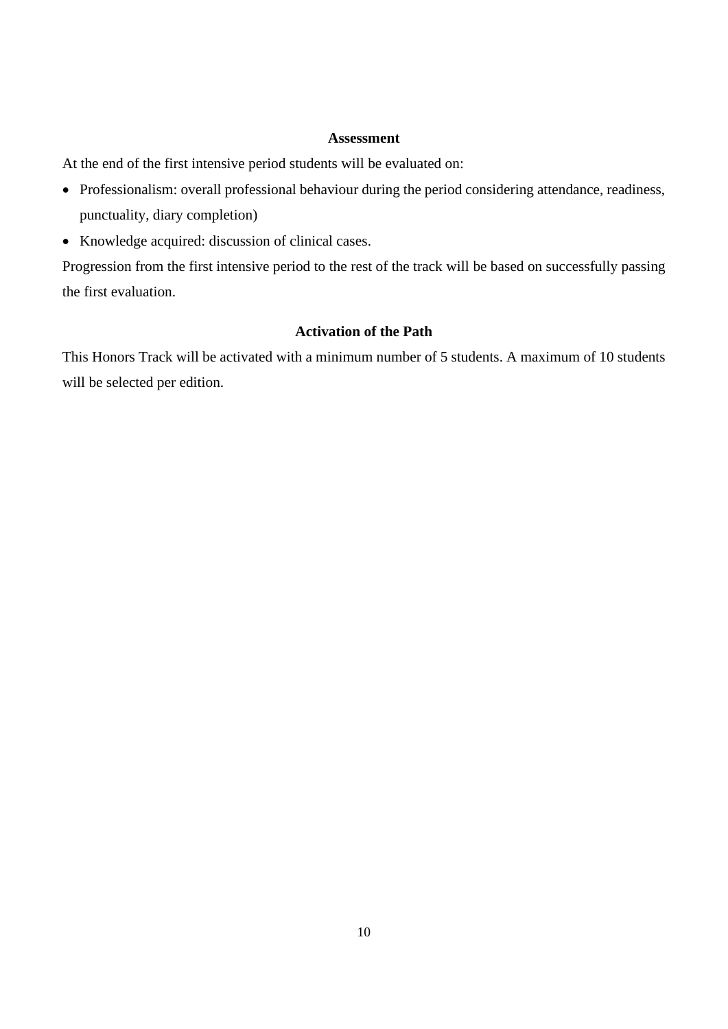### Assessment

At the end of the first intensive period students will be evaluated on:

- Professionalism: overall professional behaviour during the period considering attendance, readiness, punctuality, diary completion)
- Knowledge acquired: discussion of clinical cases.

Progression from the first intensive period to the rest of the track will be based on successfully passing the first evaluation.

### Activation of the Path

This Honors Track will be activated with a minimum number of 5 students. A maximum of 10 students will be selected per edition.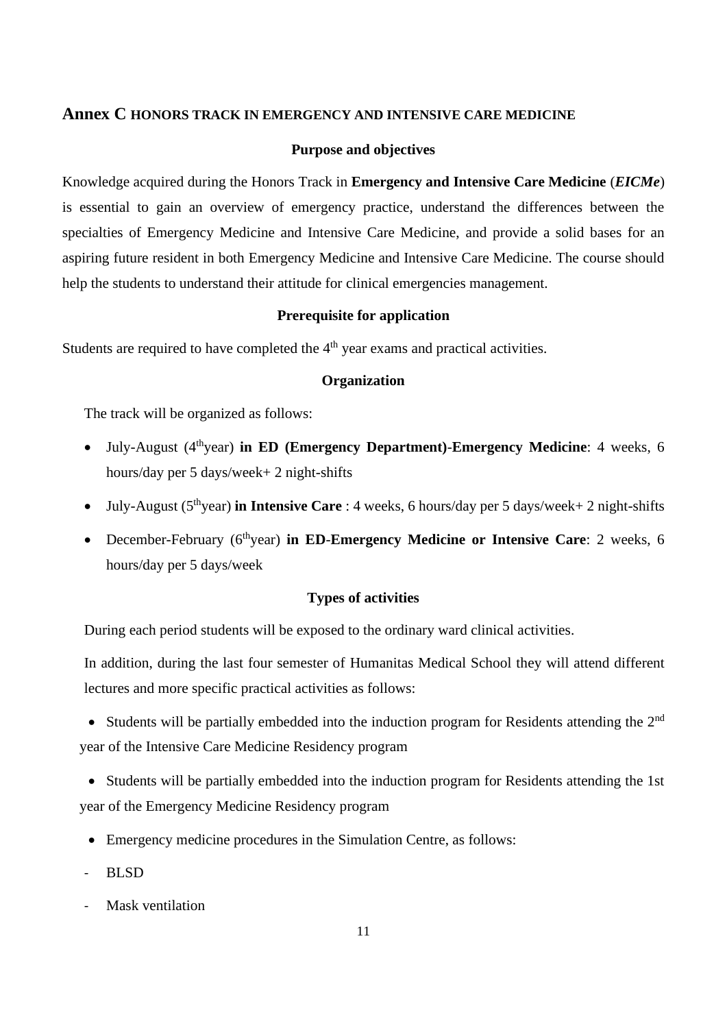## **Annex C** HONORS TRACK IN EMERGENCY AND INTENSIVE CARE MEDICINE

**Purpose and objectives**

Knowledge acquired during the Honors Track in **Emergency and Intensive Care Medicine** (***EICMe***) is essential to gain an overview of emergency practice, understand the differences between the specialties of Emergency Medicine and Intensive Care Medicine, and provide a solid bases for an aspiring future resident in both Emergency Medicine and Intensive Care Medicine. The course should help the students to understand their attitude for clinical emergencies management.

**Prerequisite for application**

Students are required to have completed the 4th year exams and practical activities.

**Organization**

The track will be organized as follows:

- July-August (4th year) **in ED (Emergency Department)-Emergency Medicine**: 4 weeks, 6 hours/day per 5 days/week+ 2 night-shifts
- July-August (5th year) **in Intensive Care** : 4 weeks, 6 hours/day per 5 days/week+ 2 night-shifts
- December-February (6th year) **in ED-Emergency Medicine or Intensive Care**: 2 weeks, 6 hours/day per 5 days/week

**Types of activities**

During each period students will be exposed to the ordinary ward clinical activities.

In addition, during the last four semester of Humanitas Medical School they will attend different lectures and more specific practical activities as follows:

- Students will be partially embedded into the induction program for Residents attending the 2nd year of the Intensive Care Medicine Residency program
- Students will be partially embedded into the induction program for Residents attending the 1st year of the Emergency Medicine Residency program
- Emergency medicine procedures in the Simulation Centre, as follows:

- BLSD
- Mask ventilation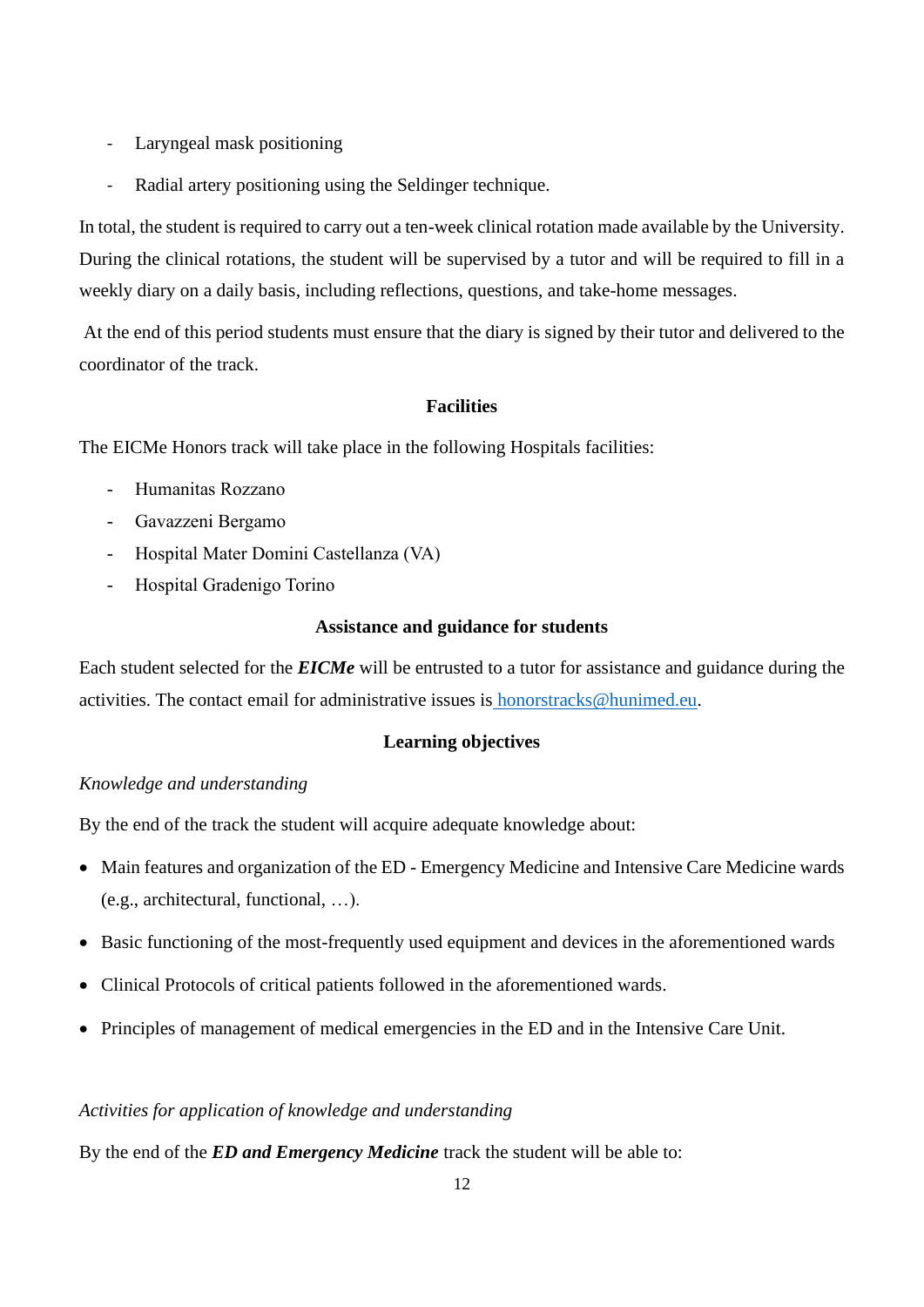- Laryngeal mask positioning
- Radial artery positioning using the Seldinger technique.

In total, the student is required to carry out a ten-week clinical rotation made available by the University. During the clinical rotations, the student will be supervised by a tutor and will be required to fill in a weekly diary on a daily basis, including reflections, questions, and take-home messages.

At the end of this period students must ensure that the diary is signed by their tutor and delivered to the coordinator of the track.

### Facilities

The EICMe Honors track will take place in the following Hospitals facilities:

- Humanitas Rozzano
- Gavazzeni Bergamo
- Hospital Mater Domini Castellanza (VA)
- Hospital Gradenigo Torino

### Assistance and guidance for students

Each student selected for the ***EICMe*** will be entrusted to a tutor for assistance and guidance during the activities. The contact email for administrative issues is honorstracks@hunimed.eu.

### Learning objectives

*Knowledge and understanding*

By the end of the track the student will acquire adequate knowledge about:

- Main features and organization of the ED - Emergency Medicine and Intensive Care Medicine wards (e.g., architectural, functional, …).
- Basic functioning of the most-frequently used equipment and devices in the aforementioned wards
- Clinical Protocols of critical patients followed in the aforementioned wards.
- Principles of management of medical emergencies in the ED and in the Intensive Care Unit.

*Activities for application of knowledge and understanding*

By the end of the ***ED and Emergency Medicine*** track the student will be able to: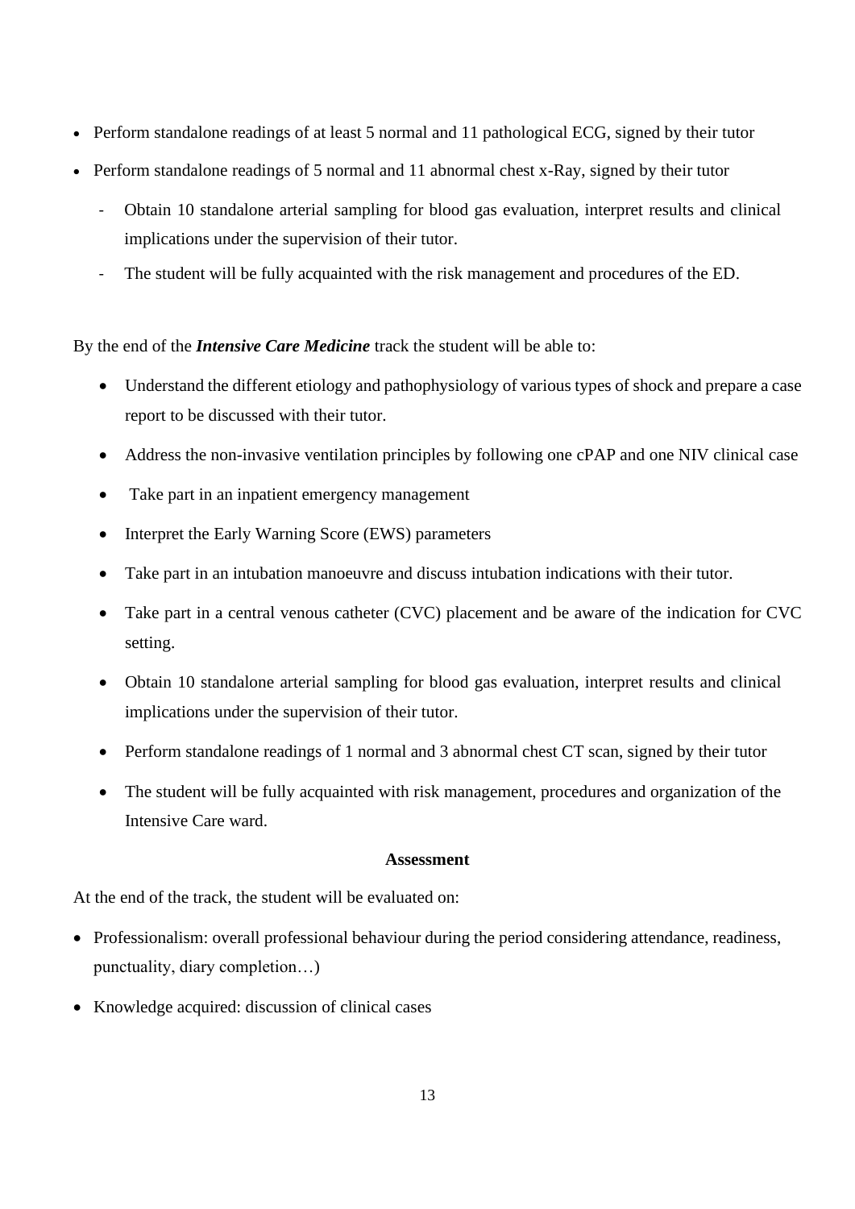- Perform standalone readings of at least 5 normal and 11 pathological ECG, signed by their tutor
- Perform standalone readings of 5 normal and 11 abnormal chest x-Ray, signed by their tutor
  - Obtain 10 standalone arterial sampling for blood gas evaluation, interpret results and clinical implications under the supervision of their tutor.
  - The student will be fully acquainted with the risk management and procedures of the ED.

By the end of the ***Intensive Care Medicine*** track the student will be able to:

- Understand the different etiology and pathophysiology of various types of shock and prepare a case report to be discussed with their tutor.
- Address the non-invasive ventilation principles by following one cPAP and one NIV clinical case
- Take part in an inpatient emergency management
- Interpret the Early Warning Score (EWS) parameters
- Take part in an intubation manoeuvre and discuss intubation indications with their tutor.
- Take part in a central venous catheter (CVC) placement and be aware of the indication for CVC setting.
- Obtain 10 standalone arterial sampling for blood gas evaluation, interpret results and clinical implications under the supervision of their tutor.
- Perform standalone readings of 1 normal and 3 abnormal chest CT scan, signed by their tutor
- The student will be fully acquainted with risk management, procedures and organization of the Intensive Care ward.

**Assessment**

At the end of the track, the student will be evaluated on:

- Professionalism: overall professional behaviour during the period considering attendance, readiness, punctuality, diary completion…)
- Knowledge acquired: discussion of clinical cases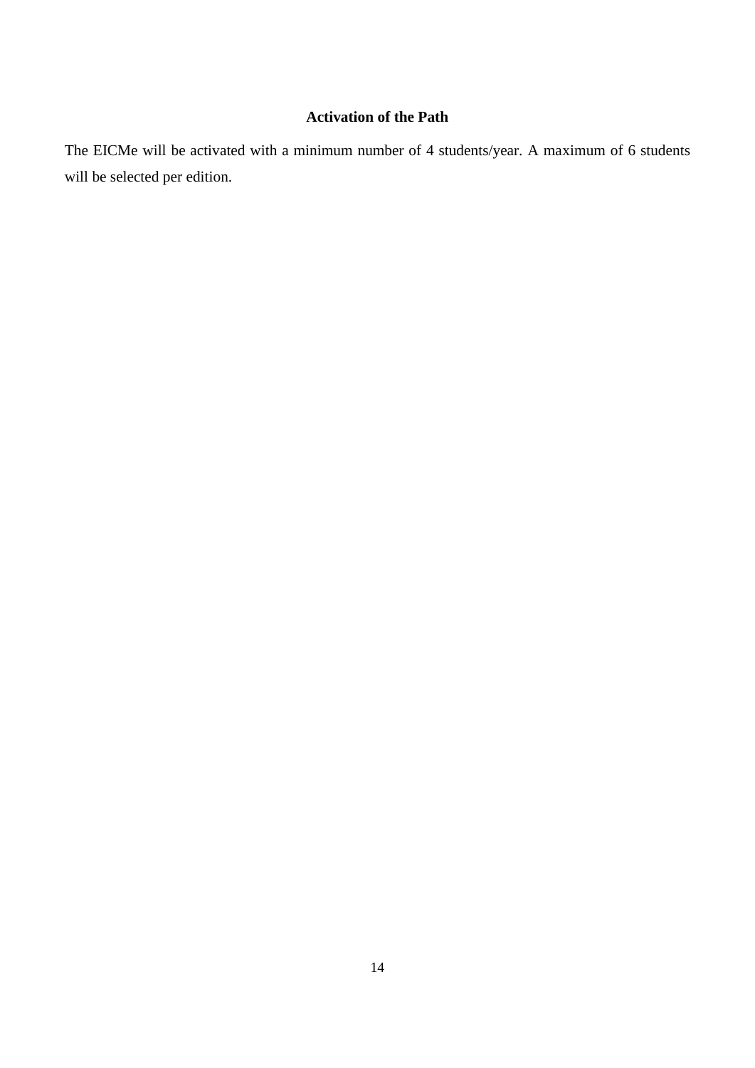## Activation of the Path

The EICMe will be activated with a minimum number of 4 students/year. A maximum of 6 students will be selected per edition.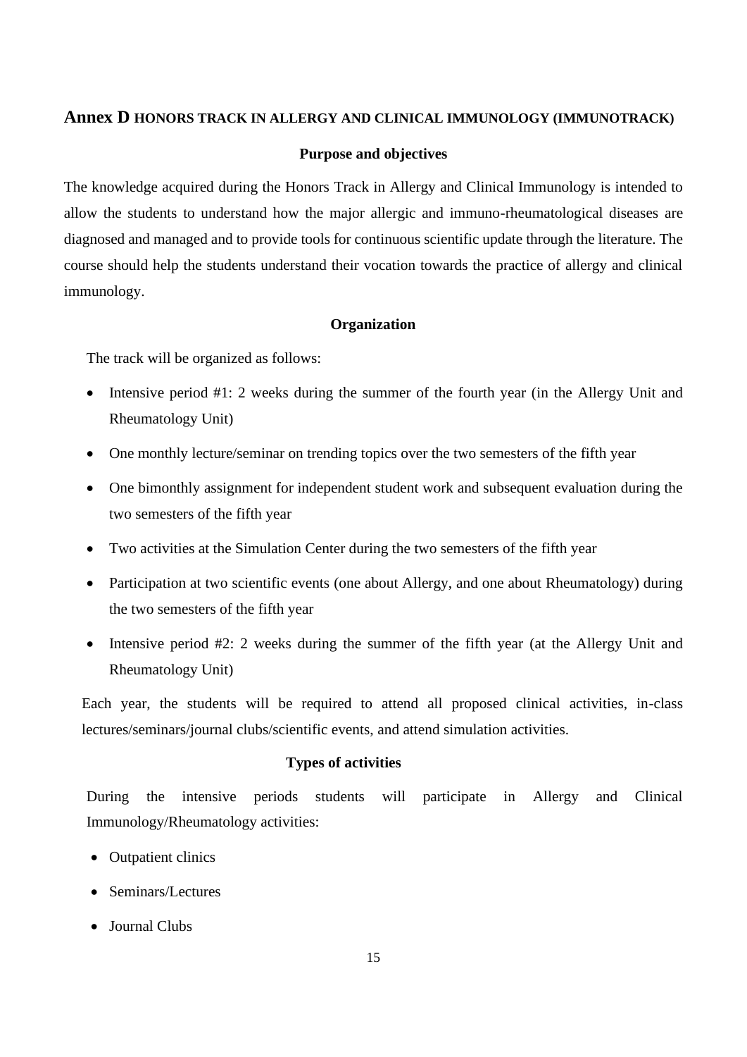## **Annex D** HONORS TRACK IN ALLERGY AND CLINICAL IMMUNOLOGY (IMMUNOTRACK)

### Purpose and objectives

The knowledge acquired during the Honors Track in Allergy and Clinical Immunology is intended to allow the students to understand how the major allergic and immuno-rheumatological diseases are diagnosed and managed and to provide tools for continuous scientific update through the literature. The course should help the students understand their vocation towards the practice of allergy and clinical immunology.

### Organization

The track will be organized as follows:

- Intensive period #1: 2 weeks during the summer of the fourth year (in the Allergy Unit and Rheumatology Unit)
- One monthly lecture/seminar on trending topics over the two semesters of the fifth year
- One bimonthly assignment for independent student work and subsequent evaluation during the two semesters of the fifth year
- Two activities at the Simulation Center during the two semesters of the fifth year
- Participation at two scientific events (one about Allergy, and one about Rheumatology) during the two semesters of the fifth year
- Intensive period #2: 2 weeks during the summer of the fifth year (at the Allergy Unit and Rheumatology Unit)

Each year, the students will be required to attend all proposed clinical activities, in-class lectures/seminars/journal clubs/scientific events, and attend simulation activities.

### Types of activities

During the intensive periods students will participate in Allergy and Clinical Immunology/Rheumatology activities:

- Outpatient clinics
- Seminars/Lectures
- Journal Clubs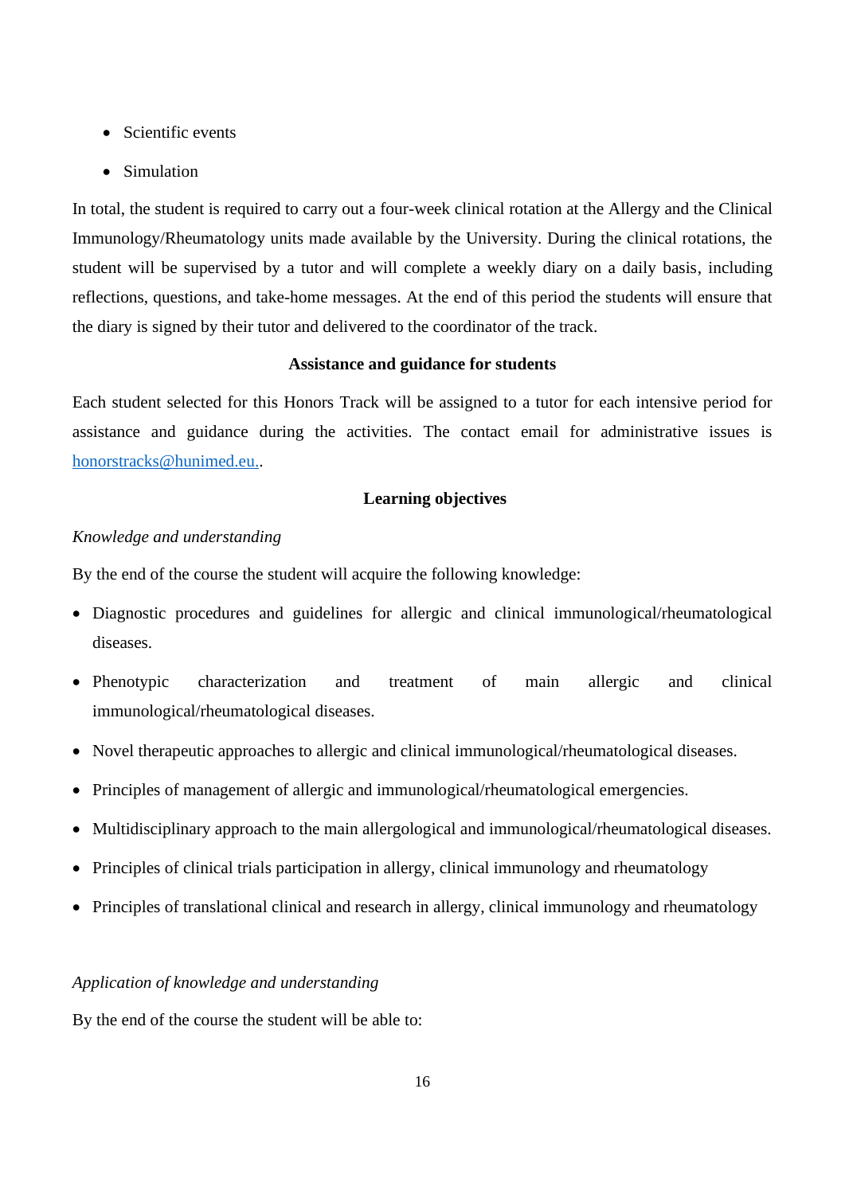- Scientific events
- Simulation

In total, the student is required to carry out a four-week clinical rotation at the Allergy and the Clinical Immunology/Rheumatology units made available by the University. During the clinical rotations, the student will be supervised by a tutor and will complete a weekly diary on a daily basis, including reflections, questions, and take-home messages. At the end of this period the students will ensure that the diary is signed by their tutor and delivered to the coordinator of the track.

**Assistance and guidance for students**

Each student selected for this Honors Track will be assigned to a tutor for each intensive period for assistance and guidance during the activities. The contact email for administrative issues is [honorstracks@hunimed.eu.](mailto:honorstracks@hunimed.eu).

**Learning objectives**

*Knowledge and understanding*

By the end of the course the student will acquire the following knowledge:

- Diagnostic procedures and guidelines for allergic and clinical immunological/rheumatological diseases.
- Phenotypic characterization and treatment of main allergic and clinical immunological/rheumatological diseases.
- Novel therapeutic approaches to allergic and clinical immunological/rheumatological diseases.
- Principles of management of allergic and immunological/rheumatological emergencies.
- Multidisciplinary approach to the main allergological and immunological/rheumatological diseases.
- Principles of clinical trials participation in allergy, clinical immunology and rheumatology
- Principles of translational clinical and research in allergy, clinical immunology and rheumatology

*Application of knowledge and understanding*

By the end of the course the student will be able to: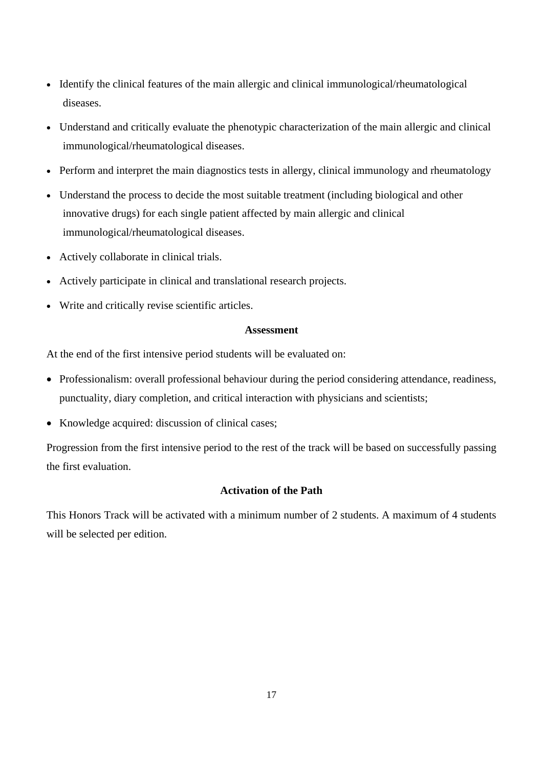- Identify the clinical features of the main allergic and clinical immunological/rheumatological diseases.
- Understand and critically evaluate the phenotypic characterization of the main allergic and clinical immunological/rheumatological diseases.
- Perform and interpret the main diagnostics tests in allergy, clinical immunology and rheumatology
- Understand the process to decide the most suitable treatment (including biological and other innovative drugs) for each single patient affected by main allergic and clinical immunological/rheumatological diseases.
- Actively collaborate in clinical trials.
- Actively participate in clinical and translational research projects.
- Write and critically revise scientific articles.

### Assessment

At the end of the first intensive period students will be evaluated on:

- Professionalism: overall professional behaviour during the period considering attendance, readiness, punctuality, diary completion, and critical interaction with physicians and scientists;
- Knowledge acquired: discussion of clinical cases;

Progression from the first intensive period to the rest of the track will be based on successfully passing the first evaluation.

### Activation of the Path

This Honors Track will be activated with a minimum number of 2 students. A maximum of 4 students will be selected per edition.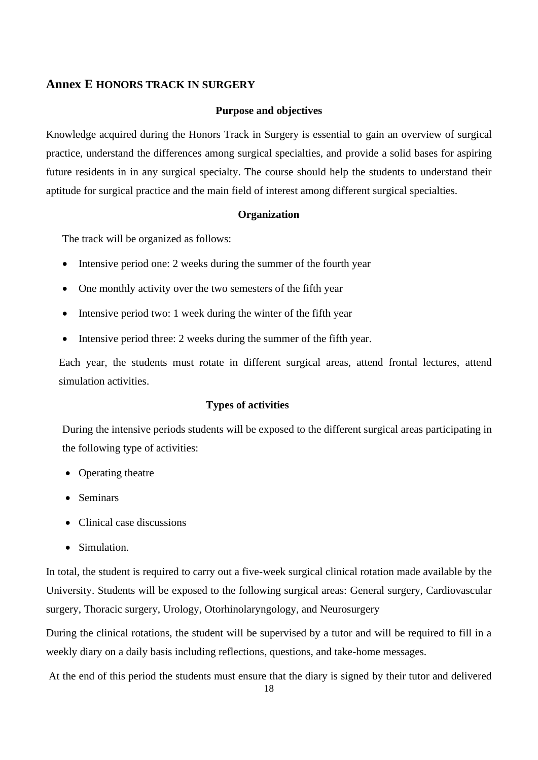## Annex E HONORS TRACK IN SURGERY

### Purpose and objectives

Knowledge acquired during the Honors Track in Surgery is essential to gain an overview of surgical practice, understand the differences among surgical specialties, and provide a solid bases for aspiring future residents in in any surgical specialty. The course should help the students to understand their aptitude for surgical practice and the main field of interest among different surgical specialties.

### Organization

The track will be organized as follows:

- Intensive period one: 2 weeks during the summer of the fourth year
- One monthly activity over the two semesters of the fifth year
- Intensive period two: 1 week during the winter of the fifth year
- Intensive period three: 2 weeks during the summer of the fifth year.

Each year, the students must rotate in different surgical areas, attend frontal lectures, attend simulation activities.

### Types of activities

During the intensive periods students will be exposed to the different surgical areas participating in the following type of activities:

- Operating theatre
- Seminars
- Clinical case discussions
- Simulation.

In total, the student is required to carry out a five-week surgical clinical rotation made available by the University. Students will be exposed to the following surgical areas: General surgery, Cardiovascular surgery, Thoracic surgery, Urology, Otorhinolaryngology, and Neurosurgery

During the clinical rotations, the student will be supervised by a tutor and will be required to fill in a weekly diary on a daily basis including reflections, questions, and take-home messages.

At the end of this period the students must ensure that the diary is signed by their tutor and delivered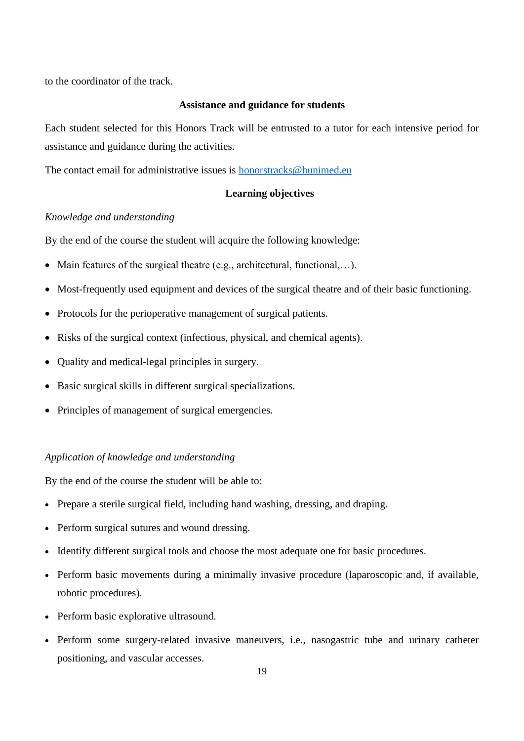to the coordinator of the track.

## Assistance and guidance for students

Each student selected for this Honors Track will be entrusted to a tutor for each intensive period for assistance and guidance during the activities.

The contact email for administrative issues is [honorstracks@hunimed.eu](mailto:honorstracks@hunimed.eu)

## Learning objectives

*Knowledge and understanding*

By the end of the course the student will acquire the following knowledge:

- Main features of the surgical theatre (e.g., architectural, functional,…).
- Most-frequently used equipment and devices of the surgical theatre and of their basic functioning.
- Protocols for the perioperative management of surgical patients.
- Risks of the surgical context (infectious, physical, and chemical agents).
- Quality and medical-legal principles in surgery.
- Basic surgical skills in different surgical specializations.
- Principles of management of surgical emergencies.

*Application of knowledge and understanding*

By the end of the course the student will be able to:

- Prepare a sterile surgical field, including hand washing, dressing, and draping.
- Perform surgical sutures and wound dressing.
- Identify different surgical tools and choose the most adequate one for basic procedures.
- Perform basic movements during a minimally invasive procedure (laparoscopic and, if available, robotic procedures).
- Perform basic explorative ultrasound.
- Perform some surgery-related invasive maneuvers, i.e., nasogastric tube and urinary catheter positioning, and vascular accesses.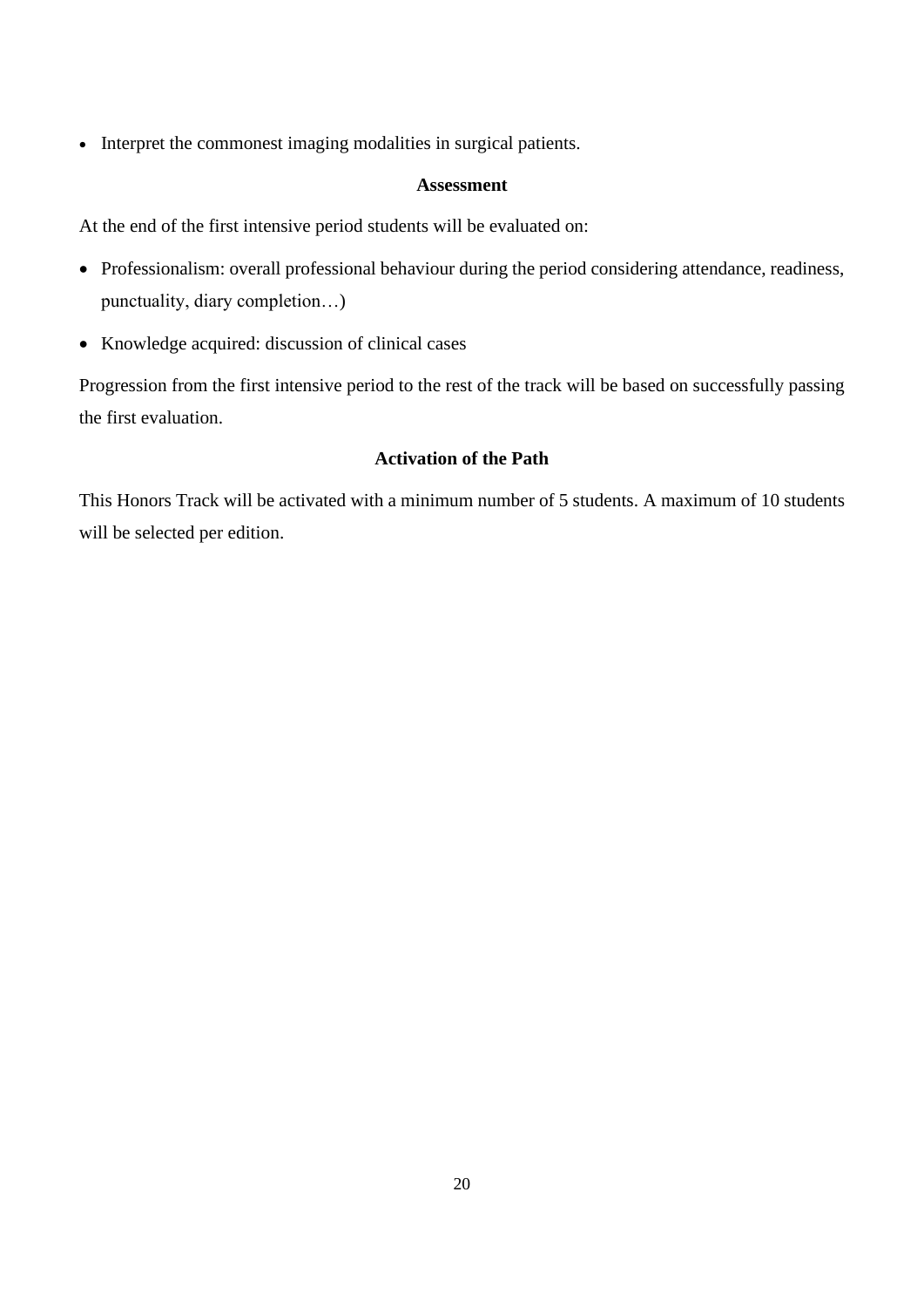- Interpret the commonest imaging modalities in surgical patients.

### Assessment

At the end of the first intensive period students will be evaluated on:

- Professionalism: overall professional behaviour during the period considering attendance, readiness, punctuality, diary completion…)
- Knowledge acquired: discussion of clinical cases

Progression from the first intensive period to the rest of the track will be based on successfully passing the first evaluation.

### Activation of the Path

This Honors Track will be activated with a minimum number of 5 students. A maximum of 10 students will be selected per edition.